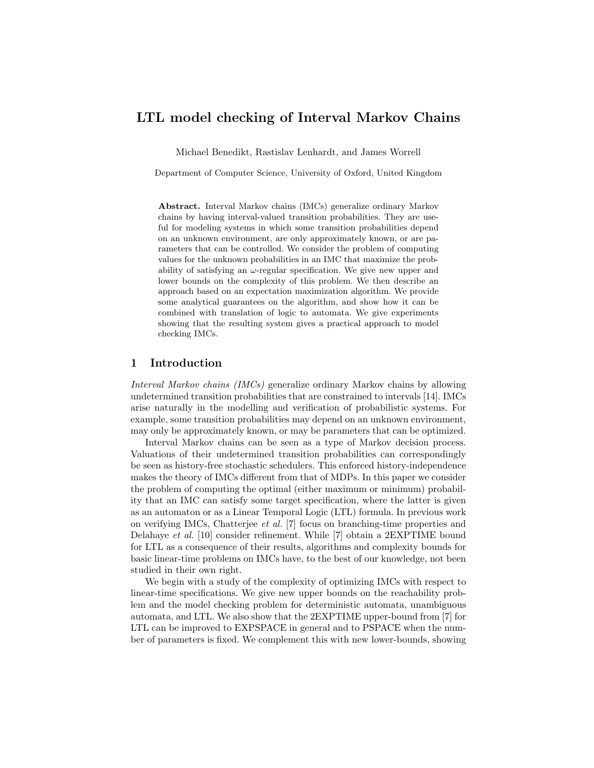# LTL model checking of Interval Markov Chains

Michael Benedikt, Rastislav Lenhardt, and James Worrell

Department of Computer Science, University of Oxford, United Kingdom

**Abstract.** Interval Markov chains (IMCs) generalize ordinary Markov chains by having interval-valued transition probabilities. They are useful for modeling systems in which some transition probabilities depend on an unknown environment, are only approximately known, or are parameters that can be controlled. We consider the problem of computing values for the unknown probabilities in an IMC that maximize the probability of satisfying an $\omega$-regular specification. We give new upper and lower bounds on the complexity of this problem. We then describe an approach based on an expectation maximization algorithm. We provide some analytical guarantees on the algorithm, and show how it can be combined with translation of logic to automata. We give experiments showing that the resulting system gives a practical approach to model checking IMCs.

## 1 Introduction

*Interval Markov chains (IMCs)* generalize ordinary Markov chains by allowing undetermined transition probabilities that are constrained to intervals [14]. IMCs arise naturally in the modelling and verification of probabilistic systems. For example, some transition probabilities may depend on an unknown environment, may only be approximately known, or may be parameters that can be optimized.

Interval Markov chains can be seen as a type of Markov decision process. Valuations of their undetermined transition probabilities can correspondingly be seen as history-free stochastic schedulers. This enforced history-independence makes the theory of IMCs different from that of MDPs. In this paper we consider the problem of computing the optimal (either maximum or minimum) probability that an IMC can satisfy some target specification, where the latter is given as an automaton or as a Linear Temporal Logic (LTL) formula. In previous work on verifying IMCs, Chatterjee *et al.* [7] focus on branching-time properties and Delahaye *et al.* [10] consider refinement. While [7] obtain a 2EXPTIME bound for LTL as a consequence of their results, algorithms and complexity bounds for basic linear-time problems on IMCs have, to the best of our knowledge, not been studied in their own right.

We begin with a study of the complexity of optimizing IMCs with respect to linear-time specifications. We give new upper bounds on the reachability problem and the model checking problem for deterministic automata, unambiguous automata, and LTL. We also show that the 2EXPTIME upper-bound from [7] for LTL can be improved to EXPSPACE in general and to PSPACE when the number of parameters is fixed. We complement this with new lower-bounds, showing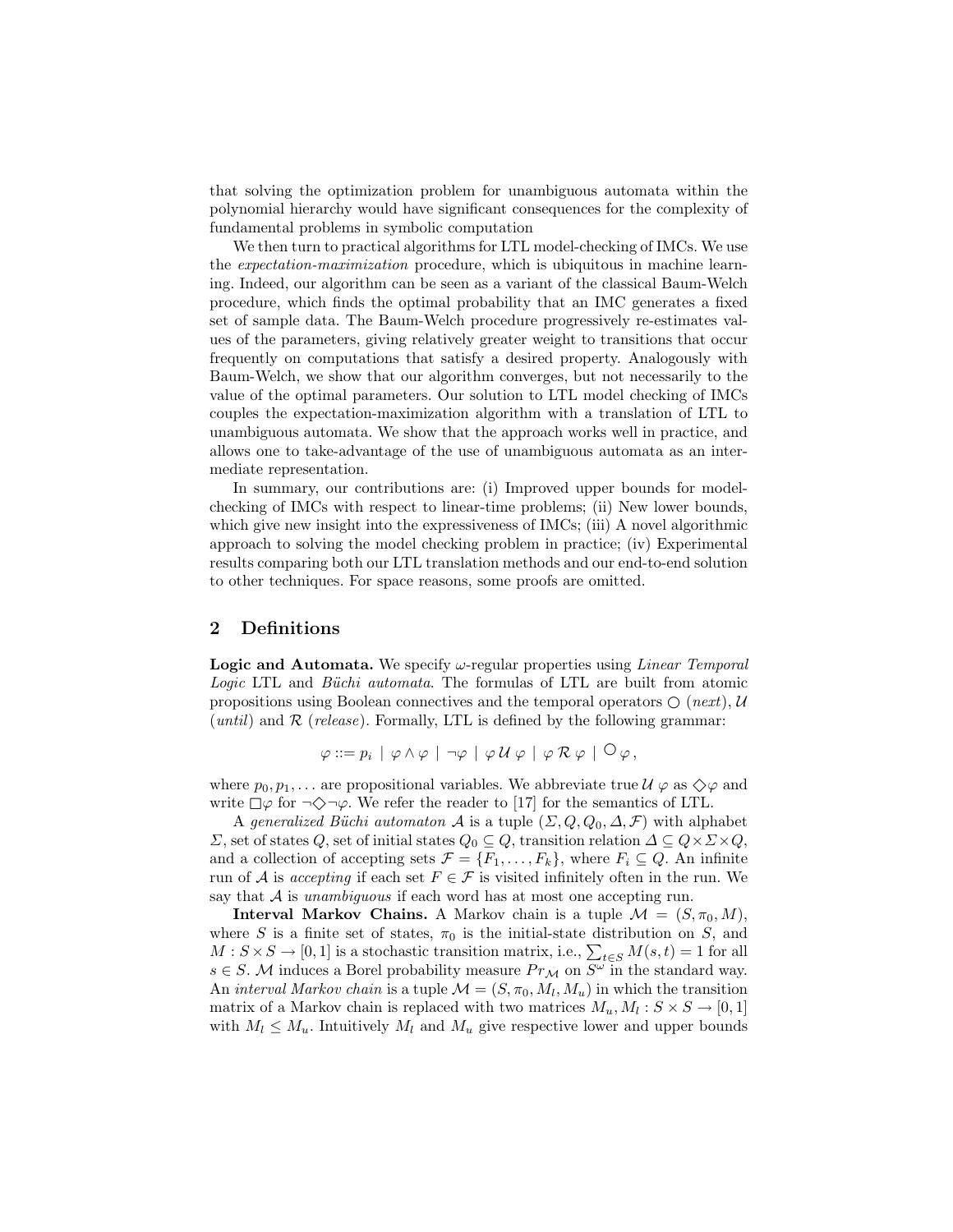that solving the optimization problem for unambiguous automata within the polynomial hierarchy would have significant consequences for the complexity of fundamental problems in symbolic computation

We then turn to practical algorithms for LTL model-checking of IMCs. We use the *expectation-maximization* procedure, which is ubiquitous in machine learning. Indeed, our algorithm can be seen as a variant of the classical Baum-Welch procedure, which finds the optimal probability that an IMC generates a fixed set of sample data. The Baum-Welch procedure progressively re-estimates values of the parameters, giving relatively greater weight to transitions that occur frequently on computations that satisfy a desired property. Analogously with Baum-Welch, we show that our algorithm converges, but not necessarily to the value of the optimal parameters. Our solution to LTL model checking of IMCs couples the expectation-maximization algorithm with a translation of LTL to unambiguous automata. We show that the approach works well in practice, and allows one to take-advantage of the use of unambiguous automata as an intermediate representation.

In summary, our contributions are: (i) Improved upper bounds for model-checking of IMCs with respect to linear-time problems; (ii) New lower bounds, which give new insight into the expressiveness of IMCs; (iii) A novel algorithmic approach to solving the model checking problem in practice; (iv) Experimental results comparing both our LTL translation methods and our end-to-end solution to other techniques. For space reasons, some proofs are omitted.

## 2 Definitions

**Logic and Automata.** We specify $\omega$-regular properties using *Linear Temporal Logic* LTL and *Büchi automata*. The formulas of LTL are built from atomic propositions using Boolean connectives and the temporal operators $\bigcirc$ (*next*), $\mathcal{U}$ (*until*) and $\mathcal{R}$ (*release*). Formally, LTL is defined by the following grammar:

$$\varphi ::= p_i \mid \varphi \wedge \varphi \mid \neg\varphi \mid \varphi\,\mathcal{U}\,\varphi \mid \varphi\,\mathcal{R}\,\varphi \mid \bigcirc\varphi\,,$$

where $p_0, p_1, \ldots$ are propositional variables. We abbreviate true $\mathcal{U}\,\varphi$ as $\Diamond\varphi$ and write $\Box\varphi$ for $\neg\Diamond\neg\varphi$. We refer the reader to [17] for the semantics of LTL.

A *generalized Büchi automaton* $\mathcal{A}$ is a tuple $(\Sigma, Q, Q_0, \Delta, \mathcal{F})$ with alphabet $\Sigma$, set of states $Q$, set of initial states $Q_0 \subseteq Q$, transition relation $\Delta \subseteq Q \times \Sigma \times Q$, and a collection of accepting sets $\mathcal{F} = \{F_1, \ldots, F_k\}$, where $F_i \subseteq Q$. An infinite run of $\mathcal{A}$ is *accepting* if each set $F \in \mathcal{F}$ is visited infinitely often in the run. We say that $\mathcal{A}$ is *unambiguous* if each word has at most one accepting run.

**Interval Markov Chains.** A Markov chain is a tuple $\mathcal{M} = (S, \pi_0, M)$, where $S$ is a finite set of states, $\pi_0$ is the initial-state distribution on $S$, and $M : S \times S \to [0,1]$ is a stochastic transition matrix, i.e., $\sum_{t \in S} M(s,t) = 1$ for all $s \in S$. $\mathcal{M}$ induces a Borel probability measure $Pr_{\mathcal{M}}$ on $S^\omega$ in the standard way. An *interval Markov chain* is a tuple $\mathcal{M} = (S, \pi_0, M_l, M_u)$ in which the transition matrix of a Markov chain is replaced with two matrices $M_u, M_l : S \times S \to [0,1]$ with $M_l \leq M_u$. Intuitively $M_l$ and $M_u$ give respective lower and upper bounds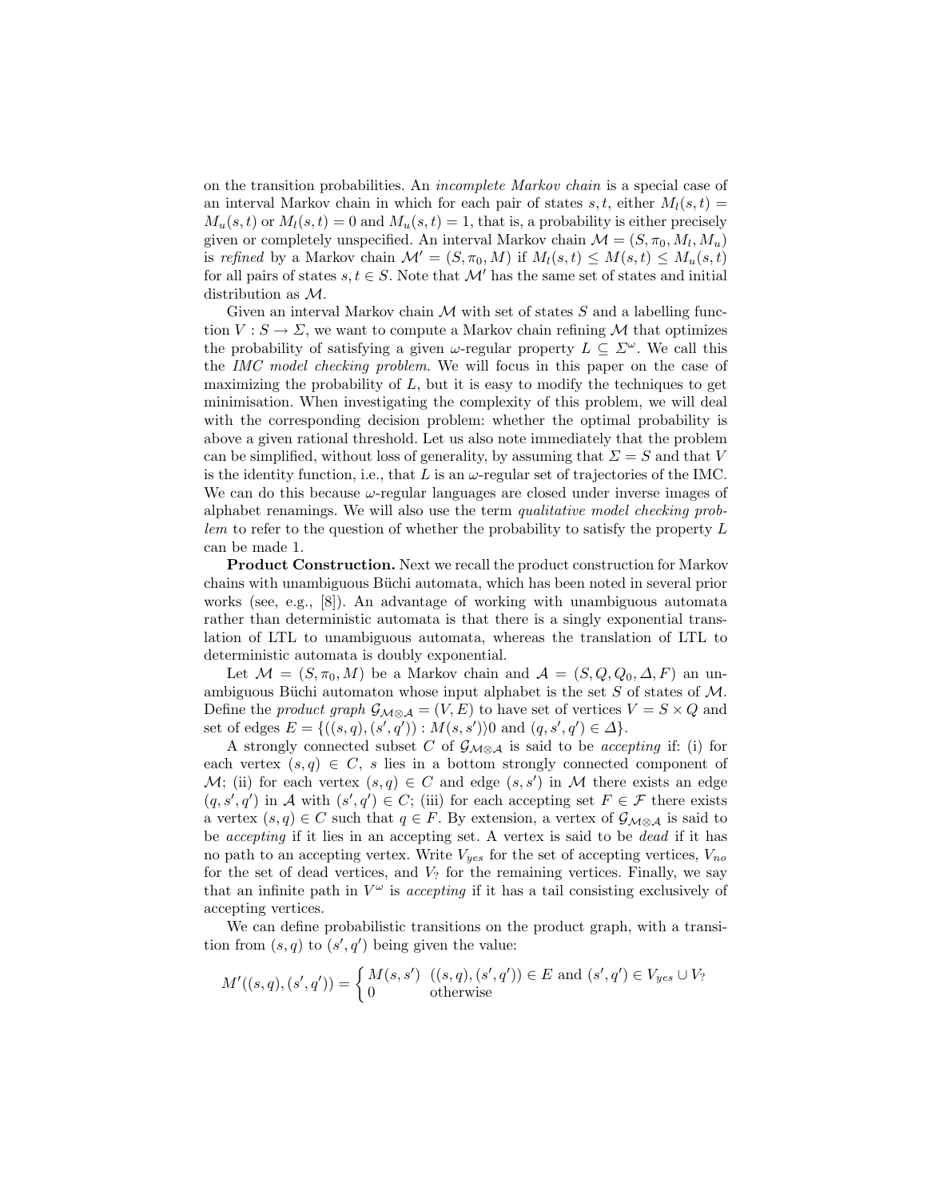on the transition probabilities. An *incomplete Markov chain* is a special case of an interval Markov chain in which for each pair of states $s, t$, either $M_l(s,t) = M_u(s,t)$ or $M_l(s,t) = 0$ and $M_u(s,t) = 1$, that is, a probability is either precisely given or completely unspecified. An interval Markov chain $\mathcal{M} = (S, \pi_0, M_l, M_u)$ is *refined* by a Markov chain $\mathcal{M}' = (S, \pi_0, M)$ if $M_l(s,t) \leq M(s,t) \leq M_u(s,t)$ for all pairs of states $s, t \in S$. Note that $\mathcal{M}'$ has the same set of states and initial distribution as $\mathcal{M}$.

Given an interval Markov chain $\mathcal{M}$ with set of states $S$ and a labelling function $V : S \to \Sigma$, we want to compute a Markov chain refining $\mathcal{M}$ that optimizes the probability of satisfying a given $\omega$-regular property $L \subseteq \Sigma^\omega$. We call this the *IMC model checking problem*. We will focus in this paper on the case of maximizing the probability of $L$, but it is easy to modify the techniques to get minimisation. When investigating the complexity of this problem, we will deal with the corresponding decision problem: whether the optimal probability is above a given rational threshold. Let us also note immediately that the problem can be simplified, without loss of generality, by assuming that $\Sigma = S$ and that $V$ is the identity function, i.e., that $L$ is an $\omega$-regular set of trajectories of the IMC. We can do this because $\omega$-regular languages are closed under inverse images of alphabet renamings. We will also use the term *qualitative model checking problem* to refer to the question of whether the probability to satisfy the property $L$ can be made 1.

**Product Construction.** Next we recall the product construction for Markov chains with unambiguous Büchi automata, which has been noted in several prior works (see, e.g., [8]). An advantage of working with unambiguous automata rather than deterministic automata is that there is a singly exponential translation of LTL to unambiguous automata, whereas the translation of LTL to deterministic automata is doubly exponential.

Let $\mathcal{M} = (S, \pi_0, M)$ be a Markov chain and $\mathcal{A} = (S, Q, Q_0, \Delta, F)$ an unambiguous Büchi automaton whose input alphabet is the set $S$ of states of $\mathcal{M}$. Define the *product graph* $\mathcal{G}_{\mathcal{M} \otimes \mathcal{A}} = (V, E)$ to have set of vertices $V = S \times Q$ and set of edges $E = \{((s,q),(s',q')) : M(s,s') \rangle 0 \text{ and } (q,s',q') \in \Delta\}$.

A strongly connected subset $C$ of $\mathcal{G}_{\mathcal{M} \otimes \mathcal{A}}$ is said to be *accepting* if: (i) for each vertex $(s,q) \in C$, $s$ lies in a bottom strongly connected component of $\mathcal{M}$; (ii) for each vertex $(s,q) \in C$ and edge $(s,s')$ in $\mathcal{M}$ there exists an edge $(q,s',q')$ in $\mathcal{A}$ with $(s',q') \in C$; (iii) for each accepting set $F \in \mathcal{F}$ there exists a vertex $(s,q) \in C$ such that $q \in F$. By extension, a vertex of $\mathcal{G}_{\mathcal{M} \otimes \mathcal{A}}$ is said to be *accepting* if it lies in an accepting set. A vertex is said to be *dead* if it has no path to an accepting vertex. Write $V_{yes}$ for the set of accepting vertices, $V_{no}$ for the set of dead vertices, and $V_?$ for the remaining vertices. Finally, we say that an infinite path in $V^\omega$ is *accepting* if it has a tail consisting exclusively of accepting vertices.

We can define probabilistic transitions on the product graph, with a transition from $(s,q)$ to $(s',q')$ being given the value:

$$M'((s,q),(s',q')) = \begin{cases} M(s,s') & ((s,q),(s',q')) \in E \text{ and } (s',q') \in V_{yes} \cup V_? \\ 0 & \text{otherwise} \end{cases}$$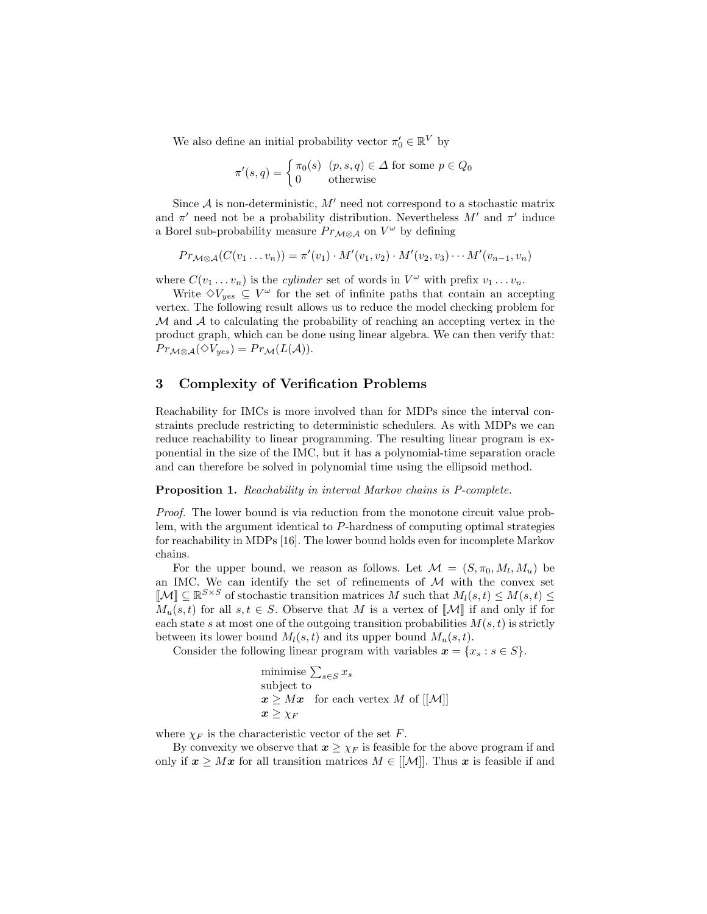We also define an initial probability vector $\pi'_0 \in \mathbb{R}^V$ by

$$\pi'(s,q) = \begin{cases} \pi_0(s) & (p,s,q) \in \Delta \text{ for some } p \in Q_0 \\ 0 & \text{otherwise} \end{cases}$$

Since $\mathcal{A}$ is non-deterministic, $M'$ need not correspond to a stochastic matrix and $\pi'$ need not be a probability distribution. Nevertheless $M'$ and $\pi'$ induce a Borel sub-probability measure $Pr_{\mathcal{M}\otimes\mathcal{A}}$ on $V^\omega$ by defining

$$Pr_{\mathcal{M}\otimes\mathcal{A}}(C(v_1 \dots v_n)) = \pi'(v_1) \cdot M'(v_1, v_2) \cdot M'(v_2, v_3) \cdots M'(v_{n-1}, v_n)$$

where $C(v_1 \dots v_n)$ is the *cylinder* set of words in $V^\omega$ with prefix $v_1 \dots v_n$.

Write $\Diamond V_{yes} \subseteq V^\omega$ for the set of infinite paths that contain an accepting vertex. The following result allows us to reduce the model checking problem for $\mathcal{M}$ and $\mathcal{A}$ to calculating the probability of reaching an accepting vertex in the product graph, which can be done using linear algebra. We can then verify that: $Pr_{\mathcal{M}\otimes\mathcal{A}}(\Diamond V_{yes}) = Pr_{\mathcal{M}}(L(\mathcal{A}))$.

## 3 Complexity of Verification Problems

Reachability for IMCs is more involved than for MDPs since the interval constraints preclude restricting to deterministic schedulers. As with MDPs we can reduce reachability to linear programming. The resulting linear program is exponential in the size of the IMC, but it has a polynomial-time separation oracle and can therefore be solved in polynomial time using the ellipsoid method.

**Proposition 1.** *Reachability in interval Markov chains is P-complete.*

*Proof.* The lower bound is via reduction from the monotone circuit value problem, with the argument identical to $P$-hardness of computing optimal strategies for reachability in MDPs [16]. The lower bound holds even for incomplete Markov chains.

For the upper bound, we reason as follows. Let $\mathcal{M} = (S, \pi_0, M_l, M_u)$ be an IMC. We can identify the set of refinements of $\mathcal{M}$ with the convex set $[\![\mathcal{M}]\!] \subseteq \mathbb{R}^{S\times S}$ of stochastic transition matrices $M$ such that $M_l(s,t) \leq M(s,t) \leq M_u(s,t)$ for all $s,t \in S$. Observe that $M$ is a vertex of $[\![\mathcal{M}]\!]$ if and only if for each state $s$ at most one of the outgoing transition probabilities $M(s,t)$ is strictly between its lower bound $M_l(s,t)$ and its upper bound $M_u(s,t)$.

Consider the following linear program with variables $\boldsymbol{x} = \{x_s : s \in S\}$.

$$\begin{aligned}
&\text{minimise } \textstyle\sum_{s\in S} x_s \\
&\text{subject to} \\
&\boldsymbol{x} \geq M\boldsymbol{x} \quad \text{for each vertex } M \text{ of } [[\mathcal{M}]] \\
&\boldsymbol{x} \geq \chi_F
\end{aligned}$$

where $\chi_F$ is the characteristic vector of the set $F$.

By convexity we observe that $\boldsymbol{x} \geq \chi_F$ is feasible for the above program if and only if $\boldsymbol{x} \geq M\boldsymbol{x}$ for all transition matrices $M \in [[\mathcal{M}]]$. Thus $\boldsymbol{x}$ is feasible if and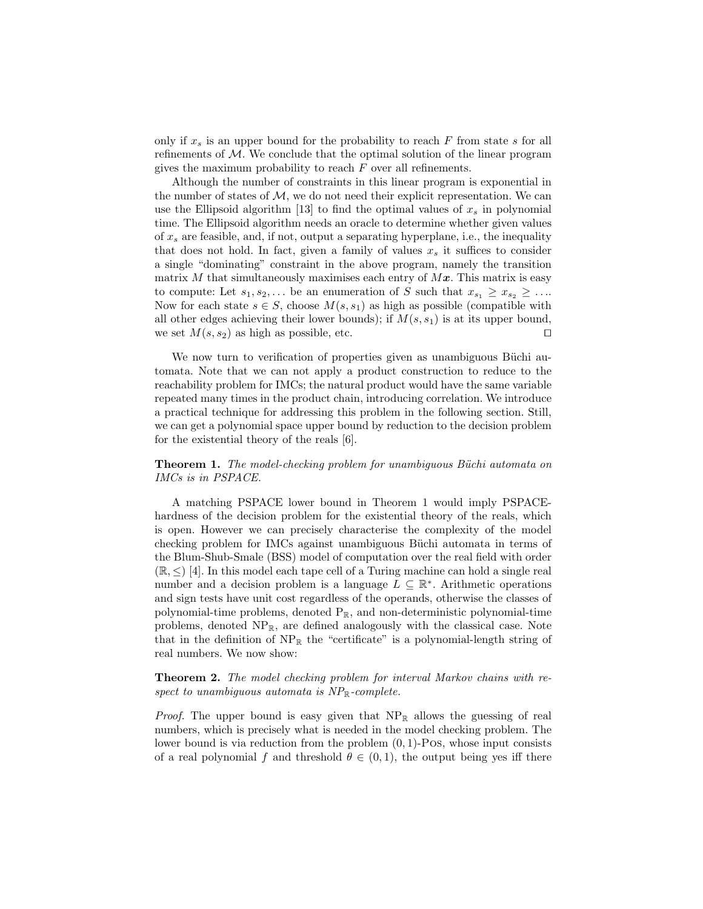only if $x_s$ is an upper bound for the probability to reach $F$ from state $s$ for all refinements of $\mathcal{M}$. We conclude that the optimal solution of the linear program gives the maximum probability to reach $F$ over all refinements.

Although the number of constraints in this linear program is exponential in the number of states of $\mathcal{M}$, we do not need their explicit representation. We can use the Ellipsoid algorithm [13] to find the optimal values of $x_s$ in polynomial time. The Ellipsoid algorithm needs an oracle to determine whether given values of $x_s$ are feasible, and, if not, output a separating hyperplane, i.e., the inequality that does not hold. In fact, given a family of values $x_s$ it suffices to consider a single "dominating" constraint in the above program, namely the transition matrix $M$ that simultaneously maximises each entry of $M\boldsymbol{x}$. This matrix is easy to compute: Let $s_1, s_2, \ldots$ be an enumeration of $S$ such that $x_{s_1} \geq x_{s_2} \geq \ldots$. Now for each state $s \in S$, choose $M(s, s_1)$ as high as possible (compatible with all other edges achieving their lower bounds); if $M(s, s_1)$ is at its upper bound, we set $M(s, s_2)$ as high as possible, etc. ◻

We now turn to verification of properties given as unambiguous Büchi automata. Note that we can not apply a product construction to reduce to the reachability problem for IMCs; the natural product would have the same variable repeated many times in the product chain, introducing correlation. We introduce a practical technique for addressing this problem in the following section. Still, we can get a polynomial space upper bound by reduction to the decision problem for the existential theory of the reals [6].

**Theorem 1.** *The model-checking problem for unambiguous Büchi automata on IMCs is in PSPACE.*

A matching PSPACE lower bound in Theorem 1 would imply PSPACE-hardness of the decision problem for the existential theory of the reals, which is open. However we can precisely characterise the complexity of the model checking problem for IMCs against unambiguous Büchi automata in terms of the Blum-Shub-Smale (BSS) model of computation over the real field with order $(\mathbb{R}, \leq)$ [4]. In this model each tape cell of a Turing machine can hold a single real number and a decision problem is a language $L \subseteq \mathbb{R}^*$. Arithmetic operations and sign tests have unit cost regardless of the operands, otherwise the classes of polynomial-time problems, denoted $\mathrm{P}_\mathbb{R}$, and non-deterministic polynomial-time problems, denoted $\mathrm{NP}_\mathbb{R}$, are defined analogously with the classical case. Note that in the definition of $\mathrm{NP}_\mathbb{R}$ the "certificate" is a polynomial-length string of real numbers. We now show:

**Theorem 2.** *The model checking problem for interval Markov chains with respect to unambiguous automata is $NP_\mathbb{R}$-complete.*

*Proof.* The upper bound is easy given that $\mathrm{NP}_\mathbb{R}$ allows the guessing of real numbers, which is precisely what is needed in the model checking problem. The lower bound is via reduction from the problem $(0,1)$-Pos, whose input consists of a real polynomial $f$ and threshold $\theta \in (0,1)$, the output being yes iff there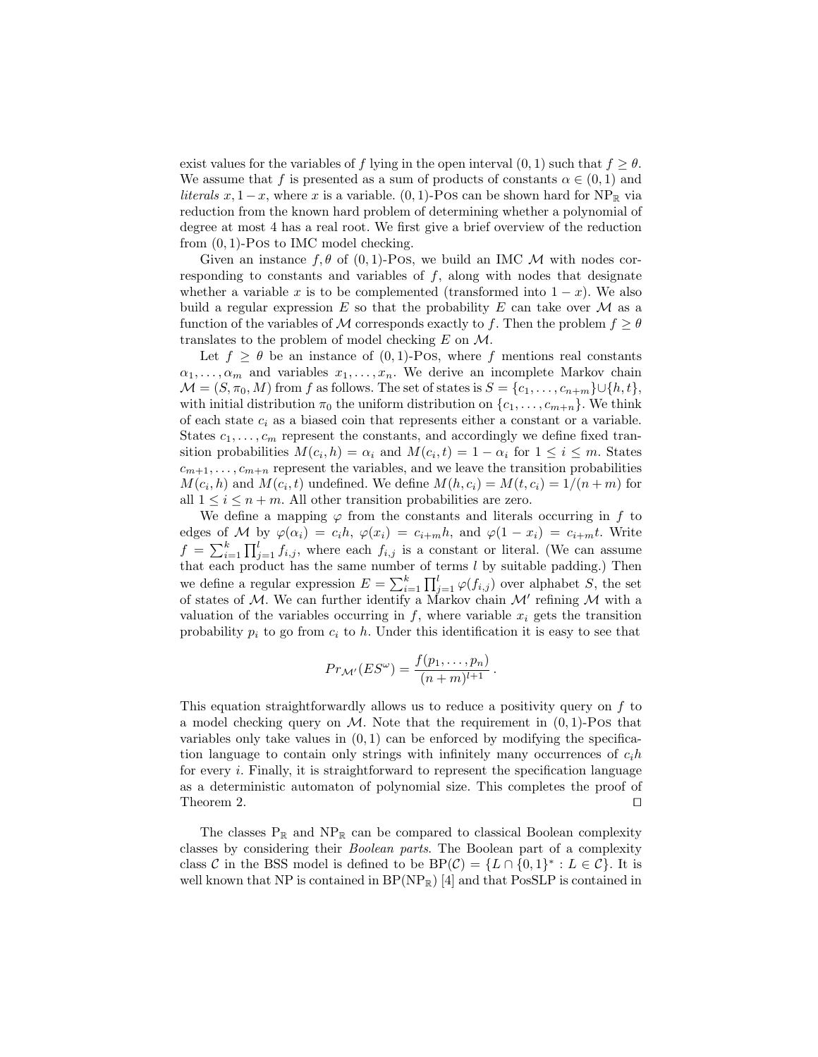exist values for the variables of $f$ lying in the open interval $(0,1)$ such that $f \geq \theta$. We assume that $f$ is presented as a sum of products of constants $\alpha \in (0,1)$ and *literals* $x, 1-x$, where $x$ is a variable. $(0,1)$-Pos can be shown hard for $\mathrm{NP}_{\mathbb{R}}$ via reduction from the known hard problem of determining whether a polynomial of degree at most 4 has a real root. We first give a brief overview of the reduction from $(0,1)$-Pos to IMC model checking.

Given an instance $f, \theta$ of $(0,1)$-Pos, we build an IMC $\mathcal{M}$ with nodes corresponding to constants and variables of $f$, along with nodes that designate whether a variable $x$ is to be complemented (transformed into $1-x$). We also build a regular expression $E$ so that the probability $E$ can take over $\mathcal{M}$ as a function of the variables of $\mathcal{M}$ corresponds exactly to $f$. Then the problem $f \geq \theta$ translates to the problem of model checking $E$ on $\mathcal{M}$.

Let $f \geq \theta$ be an instance of $(0,1)$-Pos, where $f$ mentions real constants $\alpha_1, \ldots, \alpha_m$ and variables $x_1, \ldots, x_n$. We derive an incomplete Markov chain $\mathcal{M} = (S, \pi_0, M)$ from $f$ as follows. The set of states is $S = \{c_1, \ldots, c_{n+m}\} \cup \{h, t\}$, with initial distribution $\pi_0$ the uniform distribution on $\{c_1, \ldots, c_{m+n}\}$. We think of each state $c_i$ as a biased coin that represents either a constant or a variable. States $c_1, \ldots, c_m$ represent the constants, and accordingly we define fixed transition probabilities $M(c_i, h) = \alpha_i$ and $M(c_i, t) = 1 - \alpha_i$ for $1 \leq i \leq m$. States $c_{m+1}, \ldots, c_{m+n}$ represent the variables, and we leave the transition probabilities $M(c_i, h)$ and $M(c_i, t)$ undefined. We define $M(h, c_i) = M(t, c_i) = 1/(n+m)$ for all $1 \leq i \leq n+m$. All other transition probabilities are zero.

We define a mapping $\varphi$ from the constants and literals occurring in $f$ to edges of $\mathcal{M}$ by $\varphi(\alpha_i) = c_i h$, $\varphi(x_i) = c_{i+m} h$, and $\varphi(1 - x_i) = c_{i+m} t$. Write $f = \sum_{i=1}^{k} \prod_{j=1}^{l} f_{i,j}$, where each $f_{i,j}$ is a constant or literal. (We can assume that each product has the same number of terms $l$ by suitable padding.) Then we define a regular expression $E = \sum_{i=1}^{k} \prod_{j=1}^{l} \varphi(f_{i,j})$ over alphabet $S$, the set of states of $\mathcal{M}$. We can further identify a Markov chain $\mathcal{M}'$ refining $\mathcal{M}$ with a valuation of the variables occurring in $f$, where variable $x_i$ gets the transition probability $p_i$ to go from $c_i$ to $h$. Under this identification it is easy to see that

$$Pr_{\mathcal{M}'}(ES^{\omega}) = \frac{f(p_1, \ldots, p_n)}{(n+m)^{l+1}} \,.$$

This equation straightforwardly allows us to reduce a positivity query on $f$ to a model checking query on $\mathcal{M}$. Note that the requirement in $(0,1)$-Pos that variables only take values in $(0,1)$ can be enforced by modifying the specification language to contain only strings with infinitely many occurrences of $c_i h$ for every $i$. Finally, it is straightforward to represent the specification language as a deterministic automaton of polynomial size. This completes the proof of Theorem 2. $\square$

The classes $\mathrm{P}_{\mathbb{R}}$ and $\mathrm{NP}_{\mathbb{R}}$ can be compared to classical Boolean complexity classes by considering their *Boolean parts*. The Boolean part of a complexity class $\mathcal{C}$ in the BSS model is defined to be $\mathrm{BP}(\mathcal{C}) = \{L \cap \{0,1\}^* : L \in \mathcal{C}\}$. It is well known that NP is contained in $\mathrm{BP}(\mathrm{NP}_{\mathbb{R}})$ [4] and that PosSLP is contained in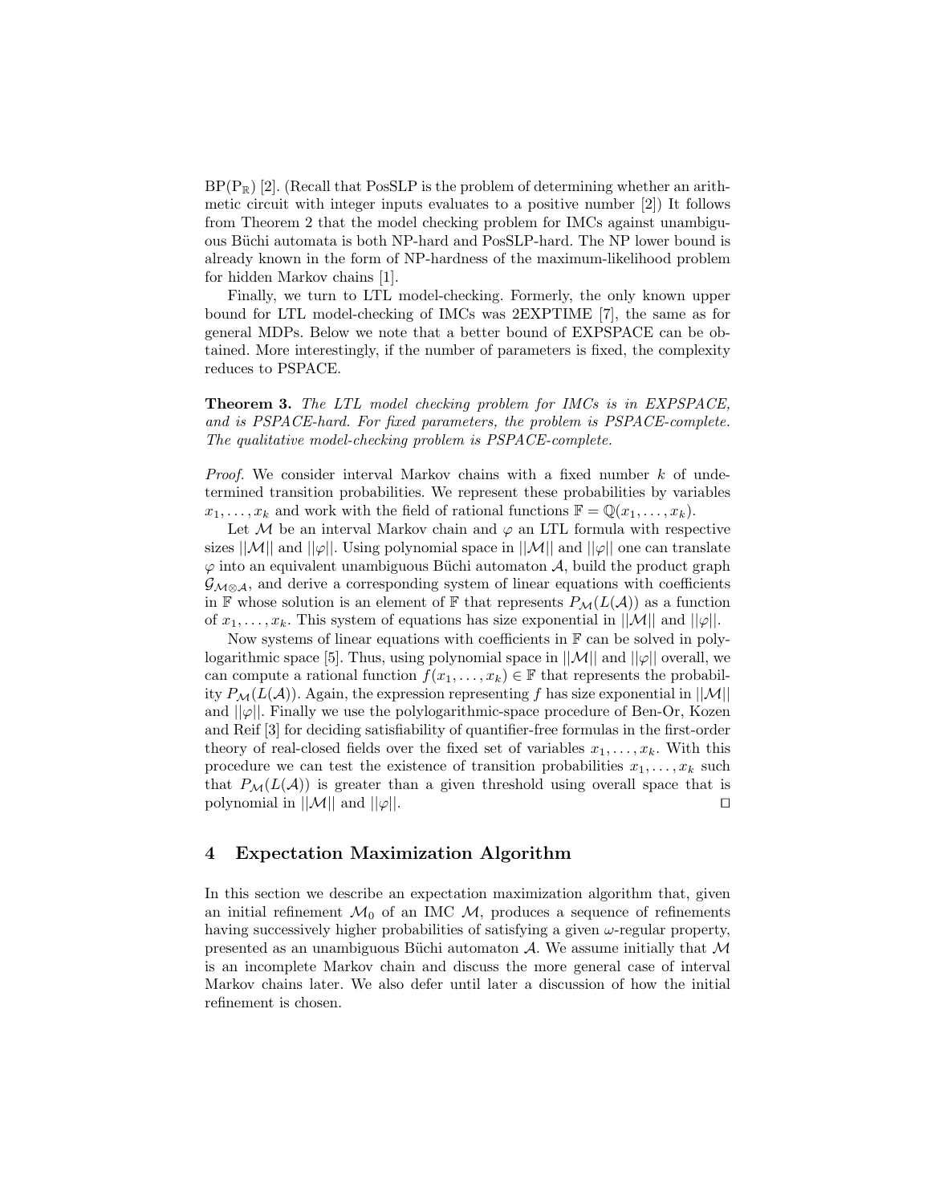$BP(P_{\mathbb{R}})$ [2]. (Recall that PosSLP is the problem of determining whether an arithmetic circuit with integer inputs evaluates to a positive number [2]) It follows from Theorem 2 that the model checking problem for IMCs against unambiguous Büchi automata is both NP-hard and PosSLP-hard. The NP lower bound is already known in the form of NP-hardness of the maximum-likelihood problem for hidden Markov chains [1].

Finally, we turn to LTL model-checking. Formerly, the only known upper bound for LTL model-checking of IMCs was 2EXPTIME [7], the same as for general MDPs. Below we note that a better bound of EXPSPACE can be obtained. More interestingly, if the number of parameters is fixed, the complexity reduces to PSPACE.

**Theorem 3.** *The LTL model checking problem for IMCs is in EXPSPACE, and is PSPACE-hard. For fixed parameters, the problem is PSPACE-complete. The qualitative model-checking problem is PSPACE-complete.*

*Proof.* We consider interval Markov chains with a fixed number $k$ of undetermined transition probabilities. We represent these probabilities by variables $x_1, \ldots, x_k$ and work with the field of rational functions $\mathbb{F} = \mathbb{Q}(x_1, \ldots, x_k)$.

Let $\mathcal{M}$ be an interval Markov chain and $\varphi$ an LTL formula with respective sizes $||\mathcal{M}||$ and $||\varphi||$. Using polynomial space in $||\mathcal{M}||$ and $||\varphi||$ one can translate $\varphi$ into an equivalent unambiguous Büchi automaton $\mathcal{A}$, build the product graph $\mathcal{G}_{\mathcal{M}\otimes\mathcal{A}}$, and derive a corresponding system of linear equations with coefficients in $\mathbb{F}$ whose solution is an element of $\mathbb{F}$ that represents $P_{\mathcal{M}}(L(\mathcal{A}))$ as a function of $x_1, \ldots, x_k$. This system of equations has size exponential in $||\mathcal{M}||$ and $||\varphi||$.

Now systems of linear equations with coefficients in $\mathbb{F}$ can be solved in polylogarithmic space [5]. Thus, using polynomial space in $||\mathcal{M}||$ and $||\varphi||$ overall, we can compute a rational function $f(x_1, \ldots, x_k) \in \mathbb{F}$ that represents the probability $P_{\mathcal{M}}(L(\mathcal{A}))$. Again, the expression representing $f$ has size exponential in $||\mathcal{M}||$ and $||\varphi||$. Finally we use the polylogarithmic-space procedure of Ben-Or, Kozen and Reif [3] for deciding satisfiability of quantifier-free formulas in the first-order theory of real-closed fields over the fixed set of variables $x_1, \ldots, x_k$. With this procedure we can test the existence of transition probabilities $x_1, \ldots, x_k$ such that $P_{\mathcal{M}}(L(\mathcal{A}))$ is greater than a given threshold using overall space that is polynomial in $||\mathcal{M}||$ and $||\varphi||$. $\square$

## 4 Expectation Maximization Algorithm

In this section we describe an expectation maximization algorithm that, given an initial refinement $\mathcal{M}_0$ of an IMC $\mathcal{M}$, produces a sequence of refinements having successively higher probabilities of satisfying a given $\omega$-regular property, presented as an unambiguous Büchi automaton $\mathcal{A}$. We assume initially that $\mathcal{M}$ is an incomplete Markov chain and discuss the more general case of interval Markov chains later. We also defer until later a discussion of how the initial refinement is chosen.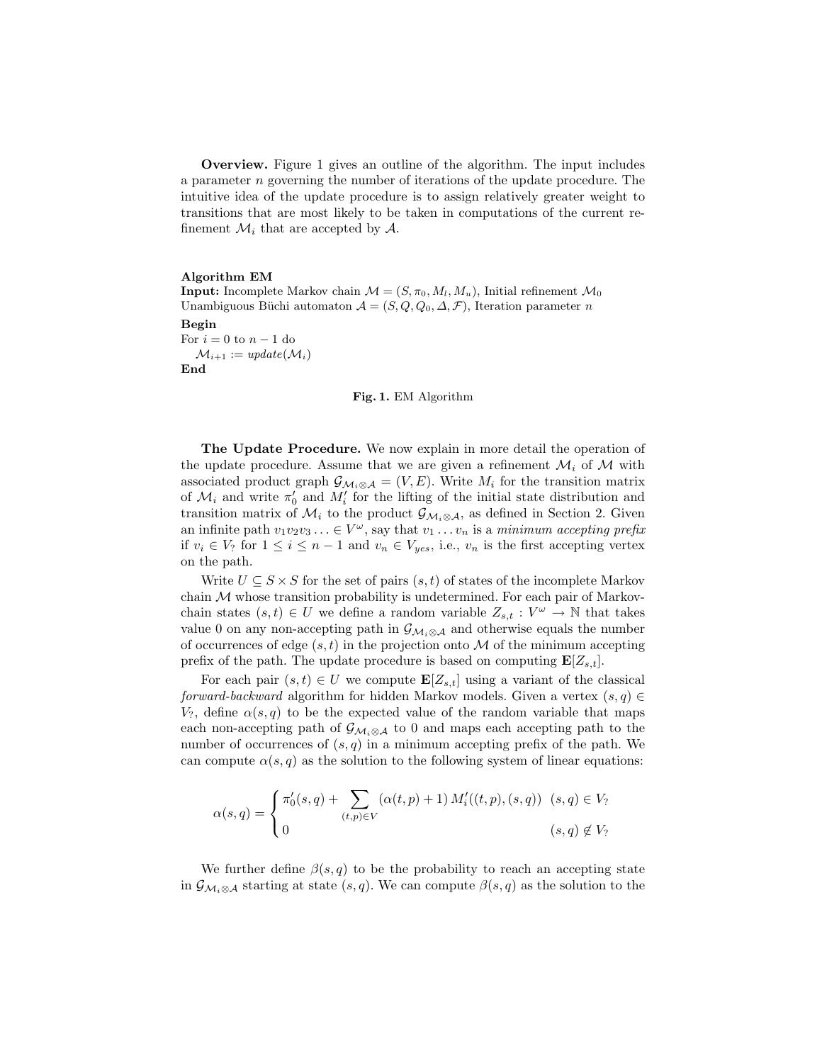**Overview.** Figure 1 gives an outline of the algorithm. The input includes a parameter $n$ governing the number of iterations of the update procedure. The intuitive idea of the update procedure is to assign relatively greater weight to transitions that are most likely to be taken in computations of the current refinement $\mathcal{M}_i$ that are accepted by $\mathcal{A}$.

**Algorithm EM**
**Input:** Incomplete Markov chain $\mathcal{M} = (S, \pi_0, M_l, M_u)$, Initial refinement $\mathcal{M}_0$
Unambiguous Büchi automaton $\mathcal{A} = (S, Q, Q_0, \Delta, \mathcal{F})$, Iteration parameter $n$
**Begin**
For $i = 0$ to $n-1$ do
  $\mathcal{M}_{i+1} := update(\mathcal{M}_i)$
**End**

**Fig. 1.** EM Algorithm

**The Update Procedure.** We now explain in more detail the operation of the update procedure. Assume that we are given a refinement $\mathcal{M}_i$ of $\mathcal{M}$ with associated product graph $\mathcal{G}_{\mathcal{M}_i \otimes \mathcal{A}} = (V, E)$. Write $M_i$ for the transition matrix of $\mathcal{M}_i$ and write $\pi'_0$ and $M'_i$ for the lifting of the initial state distribution and transition matrix of $\mathcal{M}_i$ to the product $\mathcal{G}_{\mathcal{M}_i \otimes \mathcal{A}}$, as defined in Section 2. Given an infinite path $v_1 v_2 v_3 \ldots \in V^\omega$, say that $v_1 \ldots v_n$ is a *minimum accepting prefix* if $v_i \in V_?$ for $1 \leq i \leq n-1$ and $v_n \in V_{yes}$, i.e., $v_n$ is the first accepting vertex on the path.

Write $U \subseteq S \times S$ for the set of pairs $(s,t)$ of states of the incomplete Markov chain $\mathcal{M}$ whose transition probability is undetermined. For each pair of Markov-chain states $(s,t) \in U$ we define a random variable $Z_{s,t} : V^\omega \to \mathbb{N}$ that takes value 0 on any non-accepting path in $\mathcal{G}_{\mathcal{M}_i \otimes \mathcal{A}}$ and otherwise equals the number of occurrences of edge $(s,t)$ in the projection onto $\mathcal{M}$ of the minimum accepting prefix of the path. The update procedure is based on computing $\mathbf{E}[Z_{s,t}]$.

For each pair $(s,t) \in U$ we compute $\mathbf{E}[Z_{s,t}]$ using a variant of the classical *forward-backward* algorithm for hidden Markov models. Given a vertex $(s,q) \in V_?$, define $\alpha(s,q)$ to be the expected value of the random variable that maps each non-accepting path of $\mathcal{G}_{\mathcal{M}_i \otimes \mathcal{A}}$ to 0 and maps each accepting path to the number of occurrences of $(s,q)$ in a minimum accepting prefix of the path. We can compute $\alpha(s,q)$ as the solution to the following system of linear equations:

$$\alpha(s,q) = \begin{cases} \pi'_0(s,q) + \displaystyle\sum_{(t,p) \in V} (\alpha(t,p) + 1)\, M'_i((t,p),(s,q)) & (s,q) \in V_? \\ 0 & (s,q) \notin V_? \end{cases}$$

We further define $\beta(s,q)$ to be the probability to reach an accepting state in $\mathcal{G}_{\mathcal{M}_i \otimes \mathcal{A}}$ starting at state $(s,q)$. We can compute $\beta(s,q)$ as the solution to the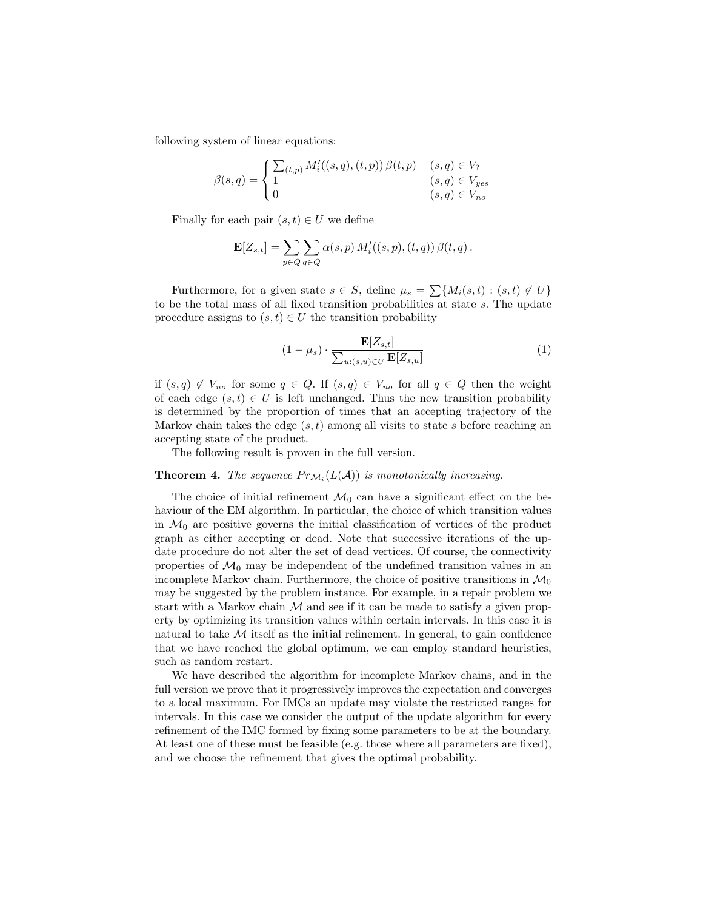following system of linear equations:

$$\beta(s,q) = \begin{cases} \sum_{(t,p)} M_i'((s,q),(t,p))\, \beta(t,p) & (s,q) \in V_? \\ 1 & (s,q) \in V_{yes} \\ 0 & (s,q) \in V_{no} \end{cases}$$

Finally for each pair $(s,t) \in U$ we define

$$\mathbf{E}[Z_{s,t}] = \sum_{p \in Q} \sum_{q \in Q} \alpha(s,p)\, M_i'((s,p),(t,q))\, \beta(t,q)\,.$$

Furthermore, for a given state $s \in S$, define $\mu_s = \sum\{M_i(s,t) : (s,t) \notin U\}$ to be the total mass of all fixed transition probabilities at state $s$. The update procedure assigns to $(s,t) \in U$ the transition probability

$$(1 - \mu_s) \cdot \frac{\mathbf{E}[Z_{s,t}]}{\sum_{u:(s,u) \in U} \mathbf{E}[Z_{s,u}]} \tag{1}$$

if $(s,q) \notin V_{no}$ for some $q \in Q$. If $(s,q) \in V_{no}$ for all $q \in Q$ then the weight of each edge $(s,t) \in U$ is left unchanged. Thus the new transition probability is determined by the proportion of times that an accepting trajectory of the Markov chain takes the edge $(s,t)$ among all visits to state $s$ before reaching an accepting state of the product.

The following result is proven in the full version.

**Theorem 4.** *The sequence $Pr_{\mathcal{M}_i}(L(\mathcal{A}))$ is monotonically increasing.*

The choice of initial refinement $\mathcal{M}_0$ can have a significant effect on the behaviour of the EM algorithm. In particular, the choice of which transition values in $\mathcal{M}_0$ are positive governs the initial classification of vertices of the product graph as either accepting or dead. Note that successive iterations of the update procedure do not alter the set of dead vertices. Of course, the connectivity properties of $\mathcal{M}_0$ may be independent of the undefined transition values in an incomplete Markov chain. Furthermore, the choice of positive transitions in $\mathcal{M}_0$ may be suggested by the problem instance. For example, in a repair problem we start with a Markov chain $\mathcal{M}$ and see if it can be made to satisfy a given property by optimizing its transition values within certain intervals. In this case it is natural to take $\mathcal{M}$ itself as the initial refinement. In general, to gain confidence that we have reached the global optimum, we can employ standard heuristics, such as random restart.

We have described the algorithm for incomplete Markov chains, and in the full version we prove that it progressively improves the expectation and converges to a local maximum. For IMCs an update may violate the restricted ranges for intervals. In this case we consider the output of the update algorithm for every refinement of the IMC formed by fixing some parameters to be at the boundary. At least one of these must be feasible (e.g. those where all parameters are fixed), and we choose the refinement that gives the optimal probability.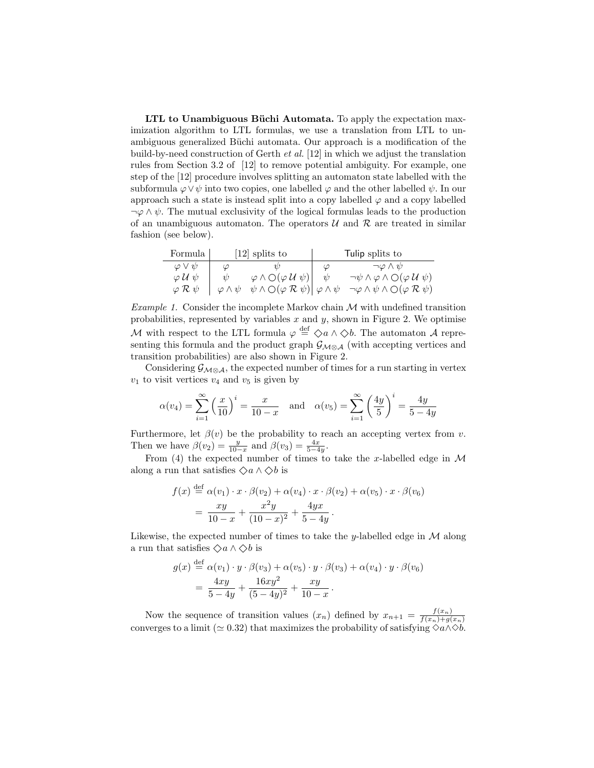**LTL to Unambiguous Büchi Automata.** To apply the expectation maximization algorithm to LTL formulas, we use a translation from LTL to unambiguous generalized Büchi automata. Our approach is a modification of the build-by-need construction of Gerth *et al.* [12] in which we adjust the translation rules from Section 3.2 of [12] to remove potential ambiguity. For example, one step of the [12] procedure involves splitting an automaton state labelled with the subformula $\varphi \vee \psi$ into two copies, one labelled $\varphi$ and the other labelled $\psi$. In our approach such a state is instead split into a copy labelled $\varphi$ and a copy labelled $\neg\varphi \wedge \psi$. The mutual exclusivity of the logical formulas leads to the production of an unambiguous automaton. The operators $\mathcal{U}$ and $\mathcal{R}$ are treated in similar fashion (see below).

| Formula | [12] splits to | | Tulip splits to | |
|---|---|---|---|---|
| $\varphi \vee \psi$ | $\varphi$ | $\psi$ | $\varphi$ | $\neg\varphi \wedge \psi$ |
| $\varphi \,\mathcal{U}\, \psi$ | $\psi$ | $\varphi \wedge \bigcirc(\varphi \,\mathcal{U}\, \psi)$ | $\psi$ | $\neg\psi \wedge \varphi \wedge \bigcirc(\varphi \,\mathcal{U}\, \psi)$ |
| $\varphi \,\mathcal{R}\, \psi$ | $\varphi \wedge \psi$ | $\psi \wedge \bigcirc(\varphi \,\mathcal{R}\, \psi)$ | $\varphi \wedge \psi$ | $\neg\varphi \wedge \psi \wedge \bigcirc(\varphi \,\mathcal{R}\, \psi)$ |

*Example 1.* Consider the incomplete Markov chain $\mathcal{M}$ with undefined transition probabilities, represented by variables $x$ and $y$, shown in Figure 2. We optimise $\mathcal{M}$ with respect to the LTL formula $\varphi \stackrel{\text{def}}{=} \Diamond a \wedge \Diamond b$. The automaton $\mathcal{A}$ representing this formula and the product graph $\mathcal{G}_{\mathcal{M}\otimes\mathcal{A}}$ (with accepting vertices and transition probabilities) are also shown in Figure 2.

Considering $\mathcal{G}_{\mathcal{M}\otimes\mathcal{A}}$, the expected number of times for a run starting in vertex $v_1$ to visit vertices $v_4$ and $v_5$ is given by

$$\alpha(v_4) = \sum_{i=1}^{\infty} \left(\frac{x}{10}\right)^i = \frac{x}{10-x} \quad \text{and} \quad \alpha(v_5) = \sum_{i=1}^{\infty} \left(\frac{4y}{5}\right)^i = \frac{4y}{5-4y}$$

Furthermore, let $\beta(v)$ be the probability to reach an accepting vertex from $v$. Then we have $\beta(v_2) = \frac{y}{10-x}$ and $\beta(v_3) = \frac{4x}{5-4y}$.

From (4) the expected number of times to take the $x$-labelled edge in $\mathcal{M}$ along a run that satisfies $\Diamond a \wedge \Diamond b$ is

$$\begin{aligned} f(x) &\stackrel{\text{def}}{=} \alpha(v_1) \cdot x \cdot \beta(v_2) + \alpha(v_4) \cdot x \cdot \beta(v_2) + \alpha(v_5) \cdot x \cdot \beta(v_6) \\ &= \frac{xy}{10-x} + \frac{x^2 y}{(10-x)^2} + \frac{4yx}{5-4y}\,. \end{aligned}$$

Likewise, the expected number of times to take the $y$-labelled edge in $\mathcal{M}$ along a run that satisfies $\Diamond a \wedge \Diamond b$ is

$$\begin{aligned} g(x) &\stackrel{\text{def}}{=} \alpha(v_1) \cdot y \cdot \beta(v_3) + \alpha(v_5) \cdot y \cdot \beta(v_3) + \alpha(v_4) \cdot y \cdot \beta(v_6) \\ &= \frac{4xy}{5-4y} + \frac{16xy^2}{(5-4y)^2} + \frac{xy}{10-x}\,. \end{aligned}$$

Now the sequence of transition values $(x_n)$ defined by $x_{n+1} = \frac{f(x_n)}{f(x_n)+g(x_n)}$ converges to a limit ($\simeq 0.32$) that maximizes the probability of satisfying $\Diamond a \wedge \Diamond b$.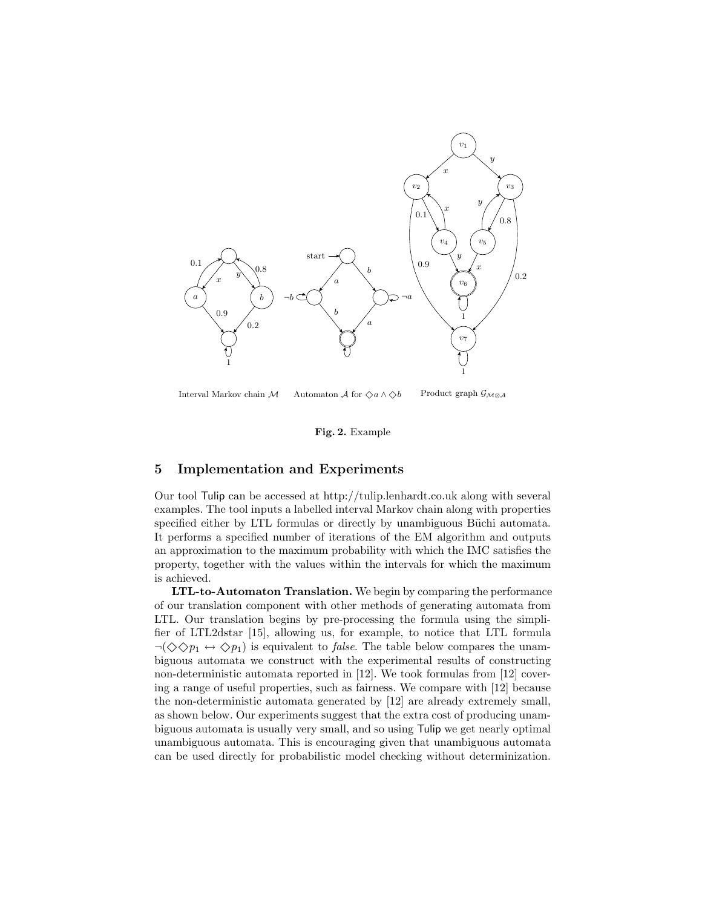Interval Markov chain $\mathcal{M}$ Automaton $\mathcal{A}$ for $\Diamond a \wedge \Diamond b$ Product graph $\mathcal{G}_{\mathcal{M} \otimes \mathcal{A}}$

**Fig. 2.** Example

## 5 Implementation and Experiments

Our tool Tulip can be accessed at http://tulip.lenhardt.co.uk along with several examples. The tool inputs a labelled interval Markov chain along with properties specified either by LTL formulas or directly by unambiguous Büchi automata. It performs a specified number of iterations of the EM algorithm and outputs an approximation to the maximum probability with which the IMC satisfies the property, together with the values within the intervals for which the maximum is achieved.

**LTL-to-Automaton Translation.** We begin by comparing the performance of our translation component with other methods of generating automata from LTL. Our translation begins by pre-processing the formula using the simplifier of LTL2dstar [15], allowing us, for example, to notice that LTL formula $\neg(\Diamond\Diamond p_1 \leftrightarrow \Diamond p_1)$ is equivalent to *false*. The table below compares the unambiguous automata we construct with the experimental results of constructing non-deterministic automata reported in [12]. We took formulas from [12] covering a range of useful properties, such as fairness. We compare with [12] because the non-deterministic automata generated by [12] are already extremely small, as shown below. Our experiments suggest that the extra cost of producing unambiguous automata is usually very small, and so using Tulip we get nearly optimal unambiguous automata. This is encouraging given that unambiguous automata can be used directly for probabilistic model checking without determinization.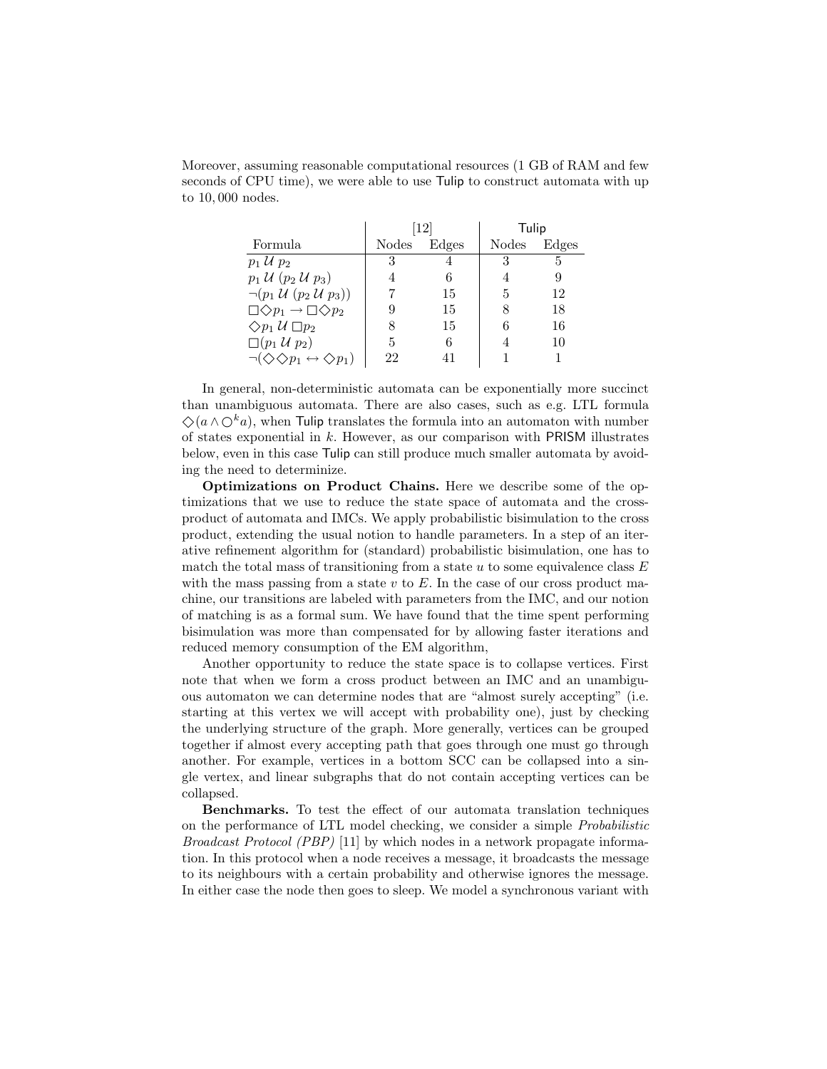Moreover, assuming reasonable computational resources (1 GB of RAM and few seconds of CPU time), we were able to use Tulip to construct automata with up to 10,000 nodes.

| | [12] | | Tulip | |
|---|---|---|---|---|
| Formula | Nodes | Edges | Nodes | Edges |
| $p_1 \,\mathcal{U}\, p_2$ | 3 | 4 | 3 | 5 |
| $p_1 \,\mathcal{U}\, (p_2 \,\mathcal{U}\, p_3)$ | 4 | 6 | 4 | 9 |
| $\neg(p_1 \,\mathcal{U}\, (p_2 \,\mathcal{U}\, p_3))$ | 7 | 15 | 5 | 12 |
| $\Box\Diamond p_1 \rightarrow \Box\Diamond p_2$ | 9 | 15 | 8 | 18 |
| $\Diamond p_1 \,\mathcal{U}\, \Box p_2$ | 8 | 15 | 6 | 16 |
| $\Box(p_1 \,\mathcal{U}\, p_2)$ | 5 | 6 | 4 | 10 |
| $\neg(\Diamond\Diamond p_1 \leftrightarrow \Diamond p_1)$ | 22 | 41 | 1 | 1 |

In general, non-deterministic automata can be exponentially more succinct than unambiguous automata. There are also cases, such as e.g. LTL formula $\Diamond(a \wedge \bigcirc^k a)$, when Tulip translates the formula into an automaton with number of states exponential in $k$. However, as our comparison with PRISM illustrates below, even in this case Tulip can still produce much smaller automata by avoiding the need to determinize.

**Optimizations on Product Chains.** Here we describe some of the optimizations that we use to reduce the state space of automata and the cross-product of automata and IMCs. We apply probabilistic bisimulation to the cross product, extending the usual notion to handle parameters. In a step of an iterative refinement algorithm for (standard) probabilistic bisimulation, one has to match the total mass of transitioning from a state $u$ to some equivalence class $E$ with the mass passing from a state $v$ to $E$. In the case of our cross product machine, our transitions are labeled with parameters from the IMC, and our notion of matching is as a formal sum. We have found that the time spent performing bisimulation was more than compensated for by allowing faster iterations and reduced memory consumption of the EM algorithm,

Another opportunity to reduce the state space is to collapse vertices. First note that when we form a cross product between an IMC and an unambiguous automaton we can determine nodes that are "almost surely accepting" (i.e. starting at this vertex we will accept with probability one), just by checking the underlying structure of the graph. More generally, vertices can be grouped together if almost every accepting path that goes through one must go through another. For example, vertices in a bottom SCC can be collapsed into a single vertex, and linear subgraphs that do not contain accepting vertices can be collapsed.

**Benchmarks.** To test the effect of our automata translation techniques on the performance of LTL model checking, we consider a simple *Probabilistic Broadcast Protocol (PBP)* [11] by which nodes in a network propagate information. In this protocol when a node receives a message, it broadcasts the message to its neighbours with a certain probability and otherwise ignores the message. In either case the node then goes to sleep. We model a synchronous variant with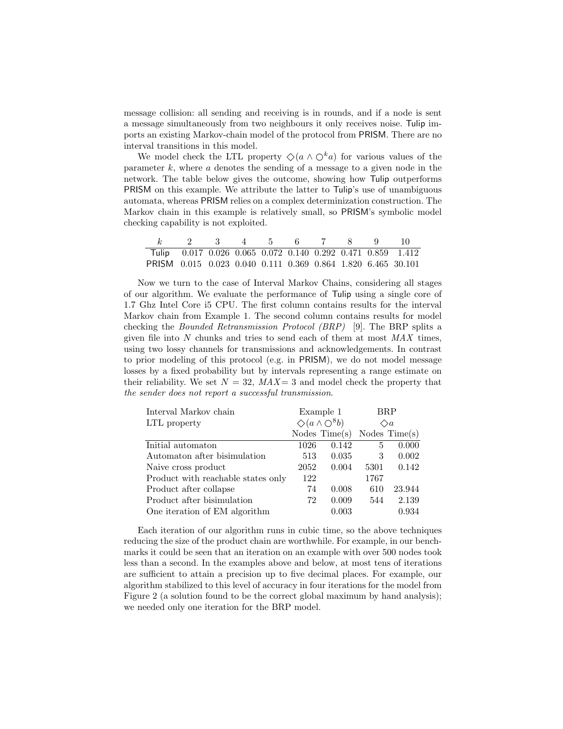message collision: all sending and receiving is in rounds, and if a node is sent a message simultaneously from two neighbours it only receives noise. Tulip imports an existing Markov-chain model of the protocol from PRISM. There are no interval transitions in this model.

We model check the LTL property $\Diamond(a \wedge \bigcirc^k a)$ for various values of the parameter $k$, where $a$ denotes the sending of a message to a given node in the network. The table below gives the outcome, showing how Tulip outperforms PRISM on this example. We attribute the latter to Tulip's use of unambiguous automata, whereas PRISM relies on a complex determinization construction. The Markov chain in this example is relatively small, so PRISM's symbolic model checking capability is not exploited.

| $k$ | 2 | 3 | 4 | 5 | 6 | 7 | 8 | 9 | 10 |
|---|---|---|---|---|---|---|---|---|---|
| Tulip | 0.017 | 0.026 | 0.065 | 0.072 | 0.140 | 0.292 | 0.471 | 0.859 | 1.412 |
| PRISM | 0.015 | 0.023 | 0.040 | 0.111 | 0.369 | 0.864 | 1.820 | 6.465 | 30.101 |

Now we turn to the case of Interval Markov Chains, considering all stages of our algorithm. We evaluate the performance of Tulip using a single core of 1.7 Ghz Intel Core i5 CPU. The first column contains results for the interval Markov chain from Example 1. The second column contains results for model checking the *Bounded Retransmission Protocol (BRP)* [9]. The BRP splits a given file into $N$ chunks and tries to send each of them at most $MAX$ times, using two lossy channels for transmissions and acknowledgements. In contrast to prior modeling of this protocol (e.g. in PRISM), we do not model message losses by a fixed probability but by intervals representing a range estimate on their reliability. We set $N = 32$, $MAX = 3$ and model check the property that *the sender does not report a successful transmission*.

| Interval Markov chain | Example 1 | | BRP | |
|---|---|---|---|---|
| LTL property | $\Diamond(a \wedge \bigcirc^8 b)$ | | $\Diamond a$ | |
| | Nodes | Time(s) | Nodes | Time(s) |
| Initial automaton | 1026 | 0.142 | 5 | 0.000 |
| Automaton after bisimulation | 513 | 0.035 | 3 | 0.002 |
| Naive cross product | 2052 | 0.004 | 5301 | 0.142 |
| Product with reachable states only | 122 | | 1767 | |
| Product after collapse | 74 | 0.008 | 610 | 23.944 |
| Product after bisimulation | 72 | 0.009 | 544 | 2.139 |
| One iteration of EM algorithm | | 0.003 | | 0.934 |

Each iteration of our algorithm runs in cubic time, so the above techniques reducing the size of the product chain are worthwhile. For example, in our benchmarks it could be seen that an iteration on an example with over 500 nodes took less than a second. In the examples above and below, at most tens of iterations are sufficient to attain a precision up to five decimal places. For example, our algorithm stabilized to this level of accuracy in four iterations for the model from Figure 2 (a solution found to be the correct global maximum by hand analysis); we needed only one iteration for the BRP model.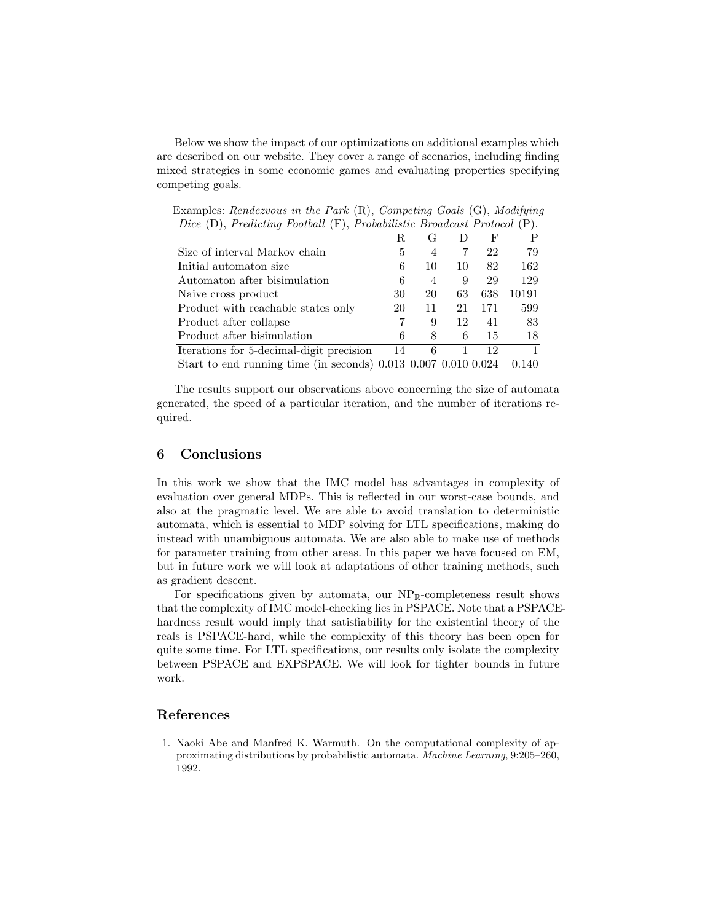Below we show the impact of our optimizations on additional examples which are described on our website. They cover a range of scenarios, including finding mixed strategies in some economic games and evaluating properties specifying competing goals.

Examples: *Rendezvous in the Park* (R), *Competing Goals* (G), *Modifying Dice* (D), *Predicting Football* (F), *Probabilistic Broadcast Protocol* (P).

| | R | G | D | F | P |
|---|---|---|---|---|---|
| Size of interval Markov chain | 5 | 4 | 7 | 22 | 79 |
| Initial automaton size | 6 | 10 | 10 | 82 | 162 |
| Automaton after bisimulation | 6 | 4 | 9 | 29 | 129 |
| Naive cross product | 30 | 20 | 63 | 638 | 10191 |
| Product with reachable states only | 20 | 11 | 21 | 171 | 599 |
| Product after collapse | 7 | 9 | 12 | 41 | 83 |
| Product after bisimulation | 6 | 8 | 6 | 15 | 18 |
| Iterations for 5-decimal-digit precision | 14 | 6 | 1 | 12 | 1 |
| Start to end running time (in seconds) | 0.013 | 0.007 | 0.010 | 0.024 | 0.140 |

The results support our observations above concerning the size of automata generated, the speed of a particular iteration, and the number of iterations required.

## 6 Conclusions

In this work we show that the IMC model has advantages in complexity of evaluation over general MDPs. This is reflected in our worst-case bounds, and also at the pragmatic level. We are able to avoid translation to deterministic automata, which is essential to MDP solving for LTL specifications, making do instead with unambiguous automata. We are also able to make use of methods for parameter training from other areas. In this paper we have focused on EM, but in future work we will look at adaptations of other training methods, such as gradient descent.

For specifications given by automata, our $\mathrm{NP}_{\mathbb{R}}$-completeness result shows that the complexity of IMC model-checking lies in PSPACE. Note that a PSPACE-hardness result would imply that satisfiability for the existential theory of the reals is PSPACE-hard, while the complexity of this theory has been open for quite some time. For LTL specifications, our results only isolate the complexity between PSPACE and EXPSPACE. We will look for tighter bounds in future work.

## References

1. Naoki Abe and Manfred K. Warmuth. On the computational complexity of approximating distributions by probabilistic automata. *Machine Learning*, 9:205–260, 1992.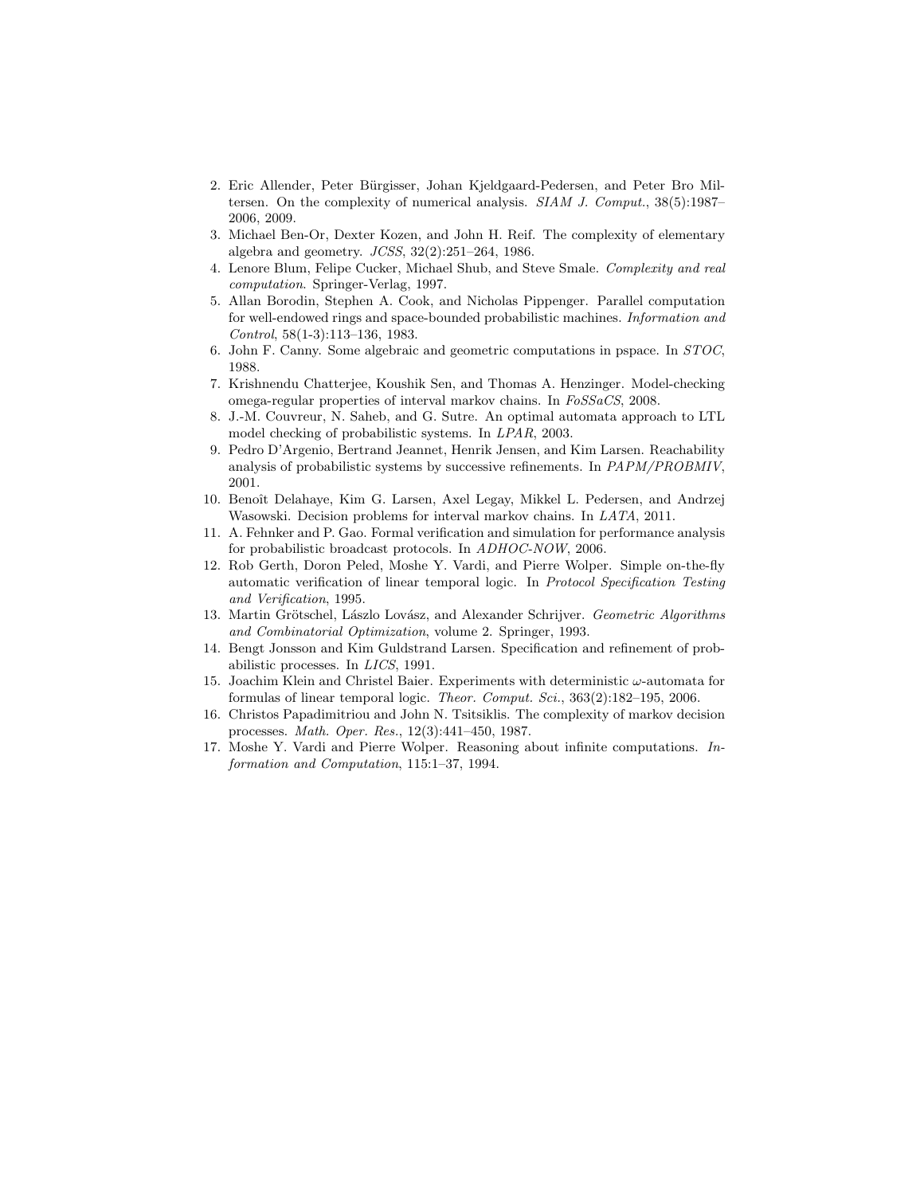2. Eric Allender, Peter Bürgisser, Johan Kjeldgaard-Pedersen, and Peter Bro Miltersen. On the complexity of numerical analysis. *SIAM J. Comput.*, 38(5):1987–2006, 2009.
3. Michael Ben-Or, Dexter Kozen, and John H. Reif. The complexity of elementary algebra and geometry. *JCSS*, 32(2):251–264, 1986.
4. Lenore Blum, Felipe Cucker, Michael Shub, and Steve Smale. *Complexity and real computation*. Springer-Verlag, 1997.
5. Allan Borodin, Stephen A. Cook, and Nicholas Pippenger. Parallel computation for well-endowed rings and space-bounded probabilistic machines. *Information and Control*, 58(1-3):113–136, 1983.
6. John F. Canny. Some algebraic and geometric computations in pspace. In *STOC*, 1988.
7. Krishnendu Chatterjee, Koushik Sen, and Thomas A. Henzinger. Model-checking omega-regular properties of interval markov chains. In *FoSSaCS*, 2008.
8. J.-M. Couvreur, N. Saheb, and G. Sutre. An optimal automata approach to LTL model checking of probabilistic systems. In *LPAR*, 2003.
9. Pedro D'Argenio, Bertrand Jeannet, Henrik Jensen, and Kim Larsen. Reachability analysis of probabilistic systems by successive refinements. In *PAPM/PROBMIV*, 2001.
10. Benoît Delahaye, Kim G. Larsen, Axel Legay, Mikkel L. Pedersen, and Andrzej Wasowski. Decision problems for interval markov chains. In *LATA*, 2011.
11. A. Fehnker and P. Gao. Formal verification and simulation for performance analysis for probabilistic broadcast protocols. In *ADHOC-NOW*, 2006.
12. Rob Gerth, Doron Peled, Moshe Y. Vardi, and Pierre Wolper. Simple on-the-fly automatic verification of linear temporal logic. In *Protocol Specification Testing and Verification*, 1995.
13. Martin Grötschel, Lászlo Lovász, and Alexander Schrijver. *Geometric Algorithms and Combinatorial Optimization*, volume 2. Springer, 1993.
14. Bengt Jonsson and Kim Guldstrand Larsen. Specification and refinement of probabilistic processes. In *LICS*, 1991.
15. Joachim Klein and Christel Baier. Experiments with deterministic $\omega$-automata for formulas of linear temporal logic. *Theor. Comput. Sci.*, 363(2):182–195, 2006.
16. Christos Papadimitriou and John N. Tsitsiklis. The complexity of markov decision processes. *Math. Oper. Res.*, 12(3):441–450, 1987.
17. Moshe Y. Vardi and Pierre Wolper. Reasoning about infinite computations. *Information and Computation*, 115:1–37, 1994.